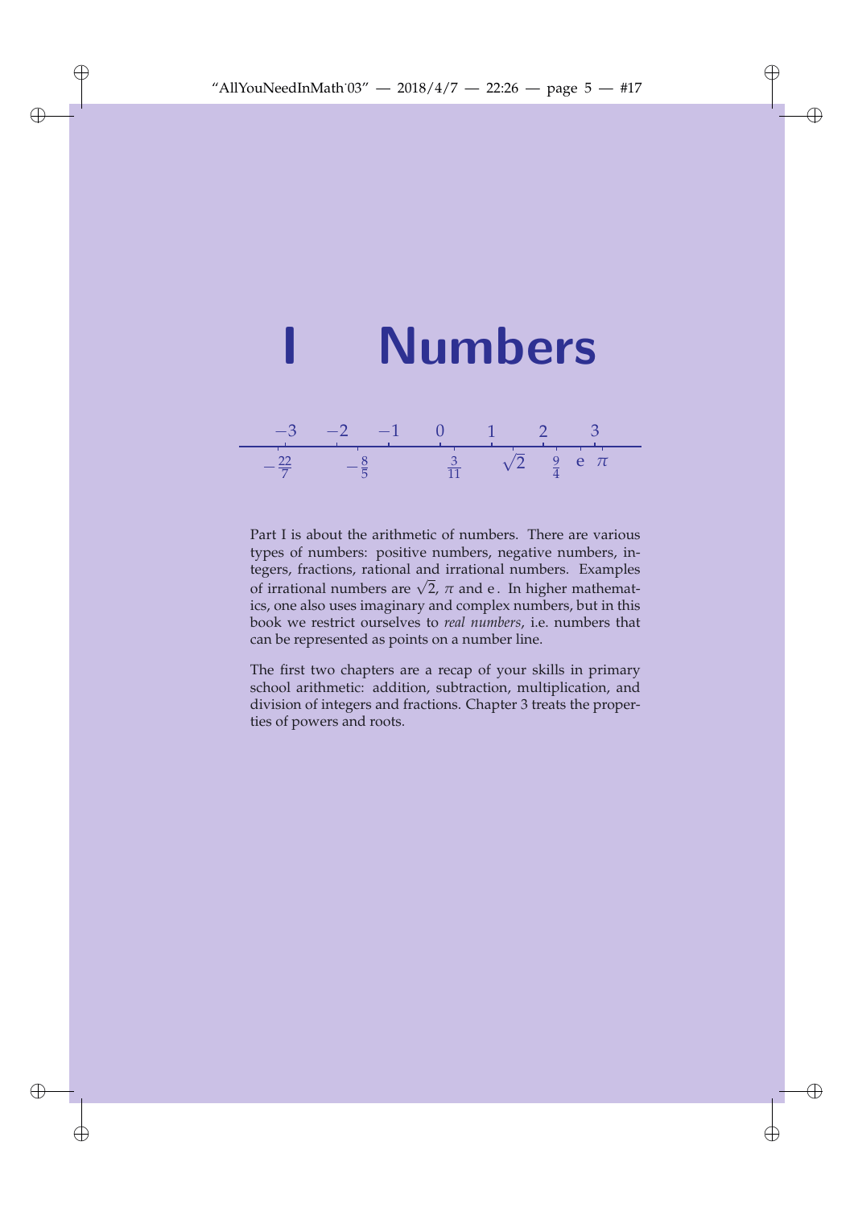# I Numbers

$-3 \quad -2 \quad -1 \quad 0 \quad 1 \quad 2 \quad 3$

$-\frac{22}{7} \quad -\frac{8}{5} \quad \frac{3}{11} \quad \sqrt{2} \quad \frac{9}{4} \quad \mathrm{e} \quad \pi$

Part I is about the arithmetic of numbers. There are various types of numbers: positive numbers, negative numbers, integers, fractions, rational and irrational numbers. Examples of irrational numbers are $\sqrt{2}$, $\pi$ and $\mathrm{e}$. In higher mathematics, one also uses imaginary and complex numbers, but in this book we restrict ourselves to *real numbers*, i.e. numbers that can be represented as points on a number line.

The first two chapters are a recap of your skills in primary school arithmetic: addition, subtraction, multiplication, and division of integers and fractions. Chapter 3 treats the properties of powers and roots.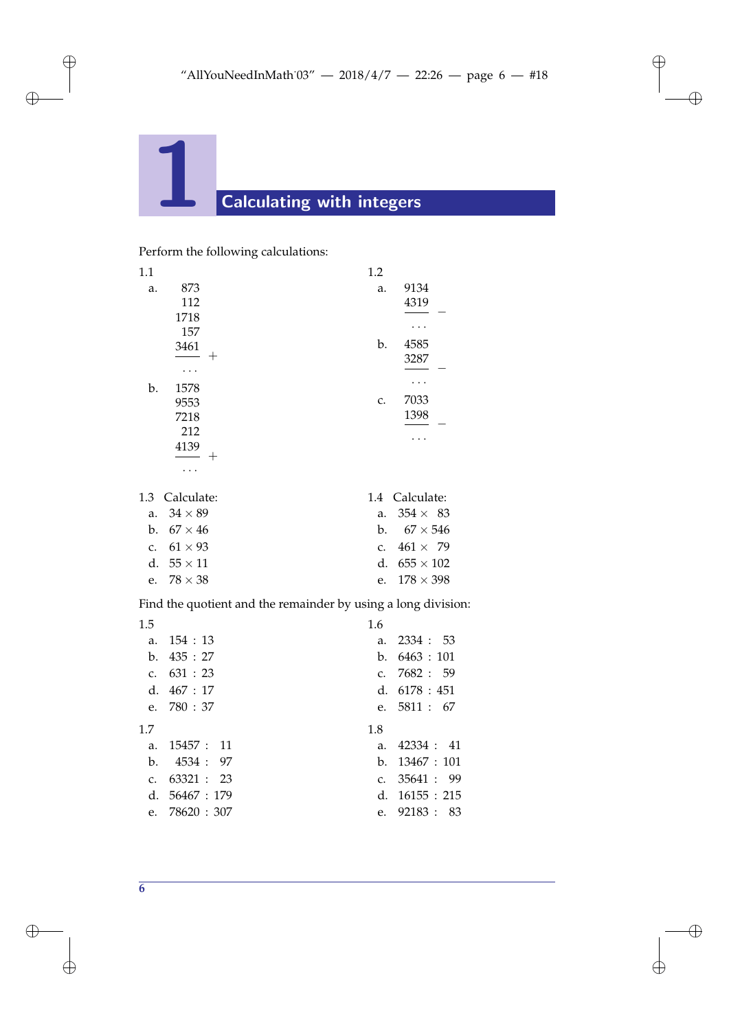# 1 Calculating with integers

Perform the following calculations:

**1.1**

a.
```
  873
  112
 1718
  157
 3461
 ---- +
  ...
```

b.
```
 1578
 9553
 7218
  212
 4139
 ---- +
  ...
```

**1.2**

a.
```
 9134
 4319
 ---- −
  ...
```

b.
```
 4585
 3287
 ---- −
  ...
```

c.
```
 7033
 1398
 ---- −
  ...
```

**1.3** Calculate:

a. $34 \times 89$
b. $67 \times 46$
c. $61 \times 93$
d. $55 \times 11$
e. $78 \times 38$

**1.4** Calculate:

a. $354 \times 83$
b. $67 \times 546$
c. $461 \times 79$
d. $655 \times 102$
e. $178 \times 398$

Find the quotient and the remainder by using a long division:

**1.5**

a. $154 : 13$
b. $435 : 27$
c. $631 : 23$
d. $467 : 17$
e. $780 : 37$

**1.6**

a. $2334 : 53$
b. $6463 : 101$
c. $7682 : 59$
d. $6178 : 451$
e. $5811 : 67$

**1.7**

a. $15457 : 11$
b. $4534 : 97$
c. $63321 : 23$
d. $56467 : 179$
e. $78620 : 307$

**1.8**

a. $42334 : 41$
b. $13467 : 101$
c. $35641 : 99$
d. $16155 : 215$
e. $92183 : 83$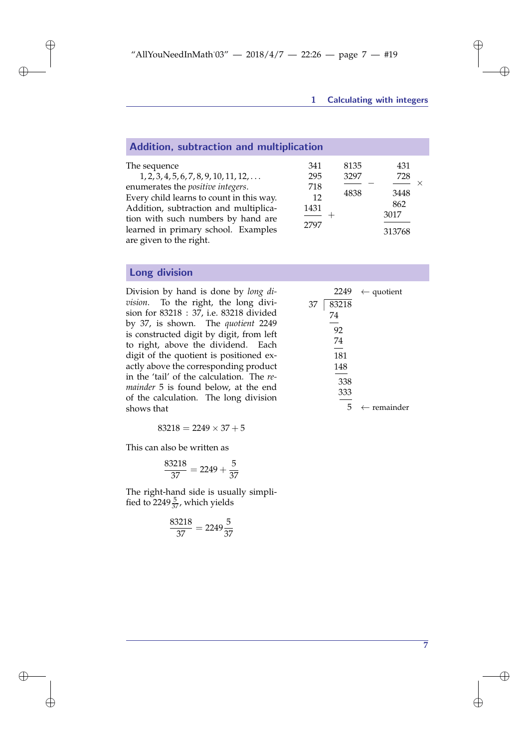## Addition, subtraction and multiplication

The sequence

$$1, 2, 3, 4, 5, 6, 7, 8, 9, 10, 11, 12, \ldots$$

enumerates the *positive integers*. Every child learns to count in this way. Addition, subtraction and multiplication with such numbers by hand are learned in primary school. Examples are given to the right.

```
  341      8135        431
  295      3297 −      728 ×
  718      ----        ---
   12      4838       3448
 1431 +                862
 ----                 3017
 2797                 ------
                      313768
```

## Long division

Division by hand is done by *long division*. To the right, the long division for 83218 : 37, i.e. 83218 divided by 37, is shown. The *quotient* 2249 is constructed digit by digit, from left to right, above the dividend. Each digit of the quotient is positioned exactly above the corresponding product in the 'tail' of the calculation. The *remainder* 5 is found below, at the end of the calculation. The long division shows that

```
      2249   ← quotient
37 | 83218
     74
     --
      92
      74
      --
      181
      148
      ---
       338
       333
       ---
         5   ← remainder
```

$$83218 = 2249 \times 37 + 5$$

This can also be written as

$$\frac{83218}{37} = 2249 + \frac{5}{37}$$

The right-hand side is usually simplified to $2249\frac{5}{37}$, which yields

$$\frac{83218}{37} = 2249\frac{5}{37}$$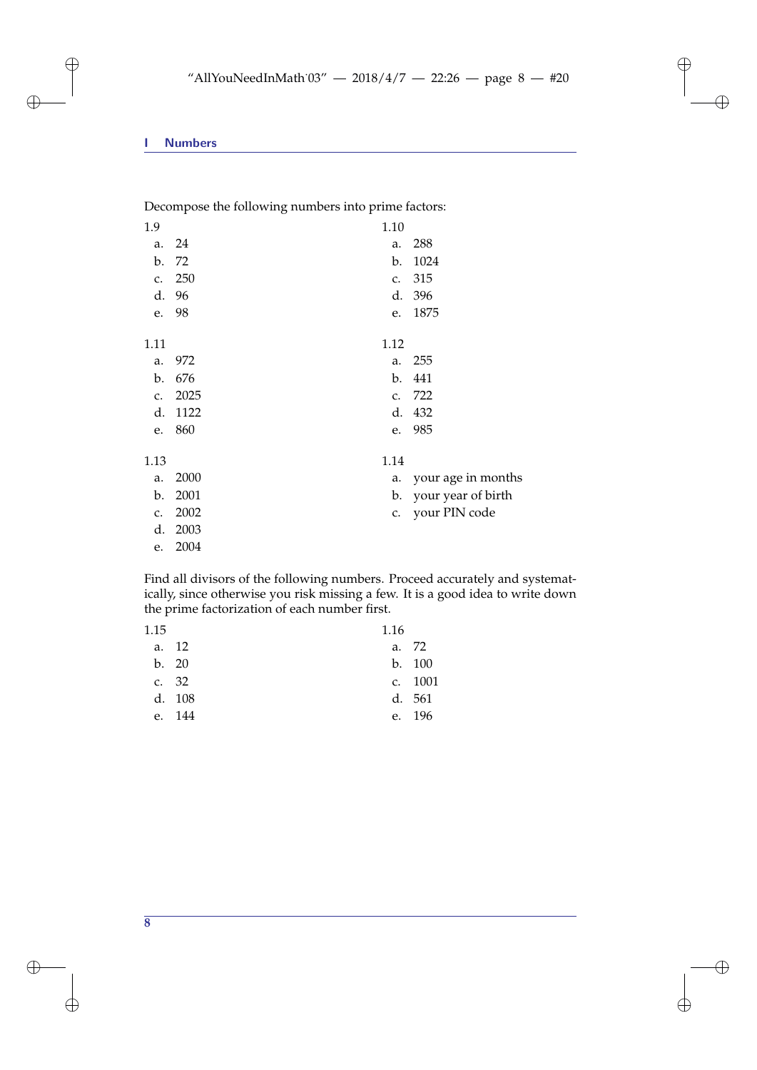Decompose the following numbers into prime factors:

1.9

a. 24
b. 72
c. 250
d. 96
e. 98

1.10

a. 288
b. 1024
c. 315
d. 396
e. 1875

1.11

a. 972
b. 676
c. 2025
d. 1122
e. 860

1.12

a. 255
b. 441
c. 722
d. 432
e. 985

1.13

a. 2000
b. 2001
c. 2002
d. 2003
e. 2004

1.14

a. your age in months
b. your year of birth
c. your PIN code

Find all divisors of the following numbers. Proceed accurately and systematically, since otherwise you risk missing a few. It is a good idea to write down the prime factorization of each number first.

1.15

a. 12
b. 20
c. 32
d. 108
e. 144

1.16

a. 72
b. 100
c. 1001
d. 561
e. 196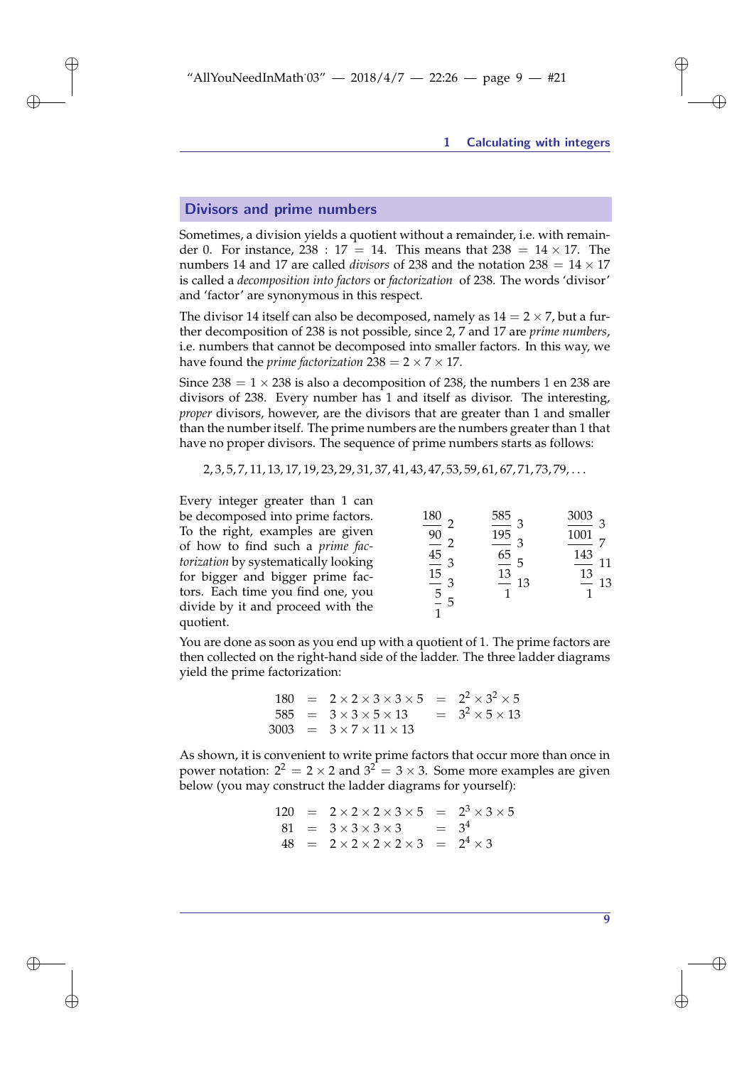## Divisors and prime numbers

Sometimes, a division yields a quotient without a remainder, i.e. with remainder 0. For instance, $238 : 17 = 14$. This means that $238 = 14 \times 17$. The numbers 14 and 17 are called *divisors* of 238 and the notation $238 = 14 \times 17$ is called a *decomposition into factors* or *factorization* of 238. The words 'divisor' and 'factor' are synonymous in this respect.

The divisor 14 itself can also be decomposed, namely as $14 = 2 \times 7$, but a further decomposition of 238 is not possible, since 2, 7 and 17 are *prime numbers*, i.e. numbers that cannot be decomposed into smaller factors. In this way, we have found the *prime factorization* $238 = 2 \times 7 \times 17$.

Since $238 = 1 \times 238$ is also a decomposition of 238, the numbers 1 en 238 are divisors of 238. Every number has 1 and itself as divisor. The interesting, *proper* divisors, however, are the divisors that are greater than 1 and smaller than the number itself. The prime numbers are the numbers greater than 1 that have no proper divisors. The sequence of prime numbers starts as follows:

$$2, 3, 5, 7, 11, 13, 17, 19, 23, 29, 31, 37, 41, 43, 47, 53, 59, 61, 67, 71, 73, 79, \ldots$$

Every integer greater than 1 can be decomposed into prime factors. To the right, examples are given of how to find such a *prime factorization* by systematically looking for bigger and bigger prime factors. Each time you find one, you divide by it and proceed with the quotient.

| 180 | 2 |
|---|---|
| 90 | 2 |
| 45 | 3 |
| 15 | 3 |
| 5 | 5 |
| 1 | |

| 585 | 3 |
|---|---|
| 195 | 3 |
| 65 | 5 |
| 13 | 13 |
| 1 | |

| 3003 | 3 |
|---|---|
| 1001 | 7 |
| 143 | 11 |
| 13 | 13 |
| 1 | |

You are done as soon as you end up with a quotient of 1. The prime factors are then collected on the right-hand side of the ladder. The three ladder diagrams yield the prime factorization:

$$\begin{aligned} 180 &= 2 \times 2 \times 3 \times 3 \times 5 = 2^2 \times 3^2 \times 5 \\ 585 &= 3 \times 3 \times 5 \times 13 = 3^2 \times 5 \times 13 \\ 3003 &= 3 \times 7 \times 11 \times 13 \end{aligned}$$

As shown, it is convenient to write prime factors that occur more than once in power notation: $2^2 = 2 \times 2$ and $3^2 = 3 \times 3$. Some more examples are given below (you may construct the ladder diagrams for yourself):

$$\begin{aligned} 120 &= 2 \times 2 \times 2 \times 3 \times 5 = 2^3 \times 3 \times 5 \\ 81 &= 3 \times 3 \times 3 \times 3 = 3^4 \\ 48 &= 2 \times 2 \times 2 \times 2 \times 3 = 2^4 \times 3 \end{aligned}$$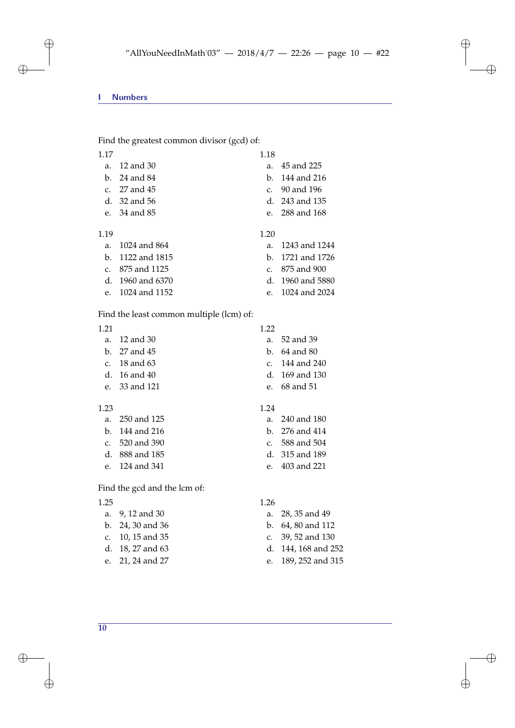Find the greatest common divisor (gcd) of:

1.17

a. 12 and 30
b. 24 and 84
c. 27 and 45
d. 32 and 56
e. 34 and 85

1.18

a. 45 and 225
b. 144 and 216
c. 90 and 196
d. 243 and 135
e. 288 and 168

1.19

a. 1024 and 864
b. 1122 and 1815
c. 875 and 1125
d. 1960 and 6370
e. 1024 and 1152

1.20

a. 1243 and 1244
b. 1721 and 1726
c. 875 and 900
d. 1960 and 5880
e. 1024 and 2024

Find the least common multiple (lcm) of:

1.21

a. 12 and 30
b. 27 and 45
c. 18 and 63
d. 16 and 40
e. 33 and 121

1.22

a. 52 and 39
b. 64 and 80
c. 144 and 240
d. 169 and 130
e. 68 and 51

1.23

a. 250 and 125
b. 144 and 216
c. 520 and 390
d. 888 and 185
e. 124 and 341

1.24

a. 240 and 180
b. 276 and 414
c. 588 and 504
d. 315 and 189
e. 403 and 221

Find the gcd and the lcm of:

1.25

a. 9, 12 and 30
b. 24, 30 and 36
c. 10, 15 and 35
d. 18, 27 and 63
e. 21, 24 and 27

1.26

a. 28, 35 and 49
b. 64, 80 and 112
c. 39, 52 and 130
d. 144, 168 and 252
e. 189, 252 and 315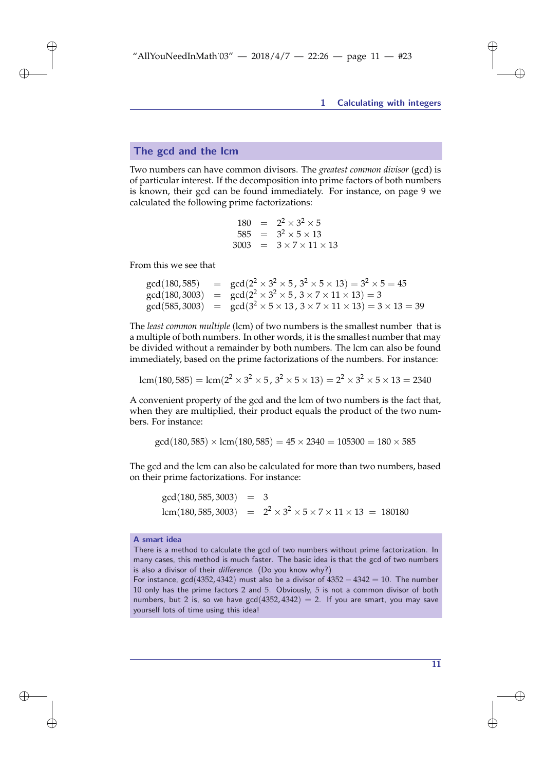## The gcd and the lcm

Two numbers can have common divisors. The *greatest common divisor* (gcd) is of particular interest. If the decomposition into prime factors of both numbers is known, their gcd can be found immediately. For instance, on page 9 we calculated the following prime factorizations:

$$
\begin{aligned}
180 &= 2^2 \times 3^2 \times 5 \\
585 &= 3^2 \times 5 \times 13 \\
3003 &= 3 \times 7 \times 11 \times 13
\end{aligned}
$$

From this we see that

$$
\begin{aligned}
\gcd(180, 585) &= \gcd(2^2 \times 3^2 \times 5\,,\, 3^2 \times 5 \times 13) = 3^2 \times 5 = 45 \\
\gcd(180, 3003) &= \gcd(2^2 \times 3^2 \times 5\,,\, 3 \times 7 \times 11 \times 13) = 3 \\
\gcd(585, 3003) &= \gcd(3^2 \times 5 \times 13\,,\, 3 \times 7 \times 11 \times 13) = 3 \times 13 = 39
\end{aligned}
$$

The *least common multiple* (lcm) of two numbers is the smallest number that is a multiple of both numbers. In other words, it is the smallest number that may be divided without a remainder by both numbers. The lcm can also be found immediately, based on the prime factorizations of the numbers. For instance:

$$
\text{lcm}(180, 585) = \text{lcm}(2^2 \times 3^2 \times 5\,,\, 3^2 \times 5 \times 13) = 2^2 \times 3^2 \times 5 \times 13 = 2340
$$

A convenient property of the gcd and the lcm of two numbers is the fact that, when they are multiplied, their product equals the product of the two numbers. For instance:

$$
\gcd(180, 585) \times \text{lcm}(180, 585) = 45 \times 2340 = 105300 = 180 \times 585
$$

The gcd and the lcm can also be calculated for more than two numbers, based on their prime factorizations. For instance:

$$
\begin{aligned}
\gcd(180, 585, 3003) &= 3 \\
\text{lcm}(180, 585, 3003) &= 2^2 \times 3^2 \times 5 \times 7 \times 11 \times 13 = 180180
\end{aligned}
$$

**A smart idea**

There is a method to calculate the gcd of two numbers without prime factorization. In many cases, this method is much faster. The basic idea is that the gcd of two numbers is also a divisor of their *difference*. (Do you know why?)

For instance, $\gcd(4352, 4342)$ must also be a divisor of $4352 - 4342 = 10$. The number 10 only has the prime factors 2 and 5. Obviously, 5 is not a common divisor of both numbers, but 2 is, so we have $\gcd(4352, 4342) = 2$. If you are smart, you may save yourself lots of time using this idea!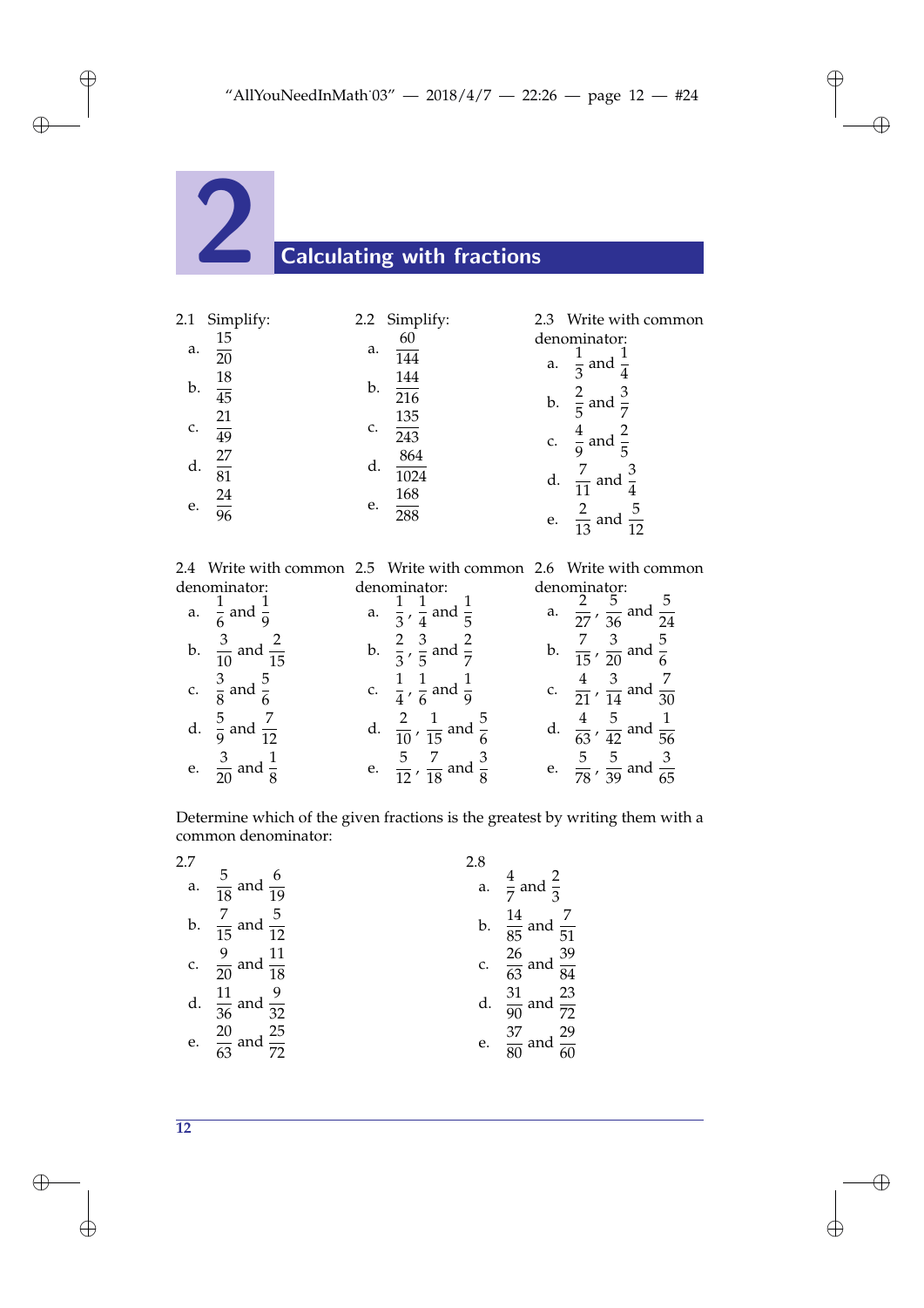# 2 Calculating with fractions

2.1 Simplify:

a. $\frac{15}{20}$

b. $\frac{18}{45}$

c. $\frac{21}{49}$

d. $\frac{27}{81}$

e. $\frac{24}{96}$

2.2 Simplify:

a. $\frac{60}{144}$

b. $\frac{144}{216}$

c. $\frac{135}{243}$

d. $\frac{864}{1024}$

e. $\frac{168}{288}$

2.3 Write with common denominator:

a. $\frac{1}{3}$ and $\frac{1}{4}$

b. $\frac{2}{5}$ and $\frac{3}{7}$

c. $\frac{4}{9}$ and $\frac{2}{5}$

d. $\frac{7}{11}$ and $\frac{3}{4}$

e. $\frac{2}{13}$ and $\frac{5}{12}$

2.4 Write with common denominator:

a. $\frac{1}{6}$ and $\frac{1}{9}$

b. $\frac{3}{10}$ and $\frac{2}{15}$

c. $\frac{3}{8}$ and $\frac{5}{6}$

d. $\frac{5}{9}$ and $\frac{7}{12}$

e. $\frac{3}{20}$ and $\frac{1}{8}$

2.5 Write with common denominator:

a. $\frac{1}{3}$, $\frac{1}{4}$ and $\frac{1}{5}$

b. $\frac{2}{3}$, $\frac{3}{5}$ and $\frac{2}{7}$

c. $\frac{1}{4}$, $\frac{1}{6}$ and $\frac{1}{9}$

d. $\frac{2}{10}$, $\frac{1}{15}$ and $\frac{5}{6}$

e. $\frac{5}{12}$, $\frac{7}{18}$ and $\frac{3}{8}$

2.6 Write with common denominator:

a. $\frac{2}{27}$, $\frac{5}{36}$ and $\frac{5}{24}$

b. $\frac{7}{15}$, $\frac{3}{20}$ and $\frac{5}{6}$

c. $\frac{4}{21}$, $\frac{3}{14}$ and $\frac{7}{30}$

d. $\frac{4}{63}$, $\frac{5}{42}$ and $\frac{1}{56}$

e. $\frac{5}{78}$, $\frac{5}{39}$ and $\frac{3}{65}$

Determine which of the given fractions is the greatest by writing them with a common denominator:

2.7

a. $\frac{5}{18}$ and $\frac{6}{19}$

b. $\frac{7}{15}$ and $\frac{5}{12}$

c. $\frac{9}{20}$ and $\frac{11}{18}$

d. $\frac{11}{36}$ and $\frac{9}{32}$

e. $\frac{20}{63}$ and $\frac{25}{72}$

2.8

a. $\frac{4}{7}$ and $\frac{2}{3}$

b. $\frac{14}{85}$ and $\frac{7}{51}$

c. $\frac{26}{63}$ and $\frac{39}{84}$

d. $\frac{31}{90}$ and $\frac{23}{72}$

e. $\frac{37}{80}$ and $\frac{29}{60}$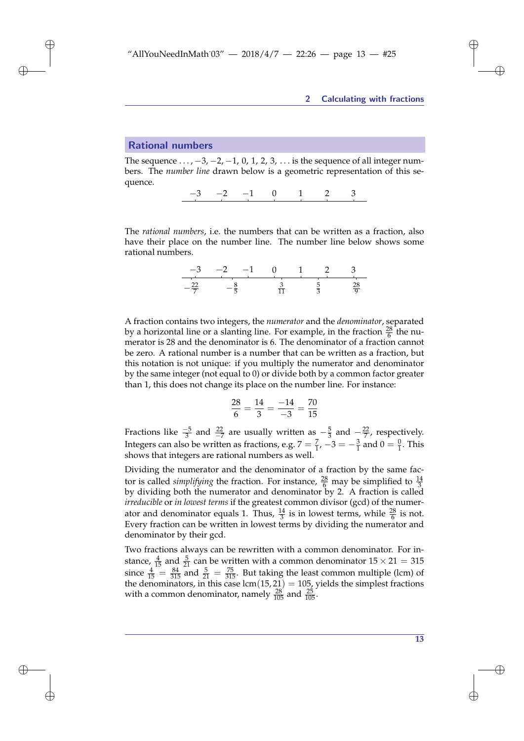## Rational numbers

The sequence $\ldots, -3, -2, -1, 0, 1, 2, 3, \ldots$ is the sequence of all integer numbers. The *number line* drawn below is a geometric representation of this sequence.

$$-3 \quad -2 \quad -1 \quad 0 \quad 1 \quad 2 \quad 3$$

The *rational numbers*, i.e. the numbers that can be written as a fraction, also have their place on the number line. The number line below shows some rational numbers.

$$-3 \quad -2 \quad -1 \quad 0 \quad 1 \quad 2 \quad 3$$

$$-\frac{22}{7} \quad -\frac{8}{5} \quad \frac{3}{11} \quad \frac{5}{3} \quad \frac{28}{9}$$

A fraction contains two integers, the *numerator* and the *denominator*, separated by a horizontal line or a slanting line. For example, in the fraction $\frac{28}{6}$ the numerator is 28 and the denominator is 6. The denominator of a fraction cannot be zero. A rational number is a number that can be written as a fraction, but this notation is not unique: if you multiply the numerator and denominator by the same integer (not equal to 0) or divide both by a common factor greater than 1, this does not change its place on the number line. For instance:

$$\frac{28}{6} = \frac{14}{3} = \frac{-14}{-3} = \frac{70}{15}$$

Fractions like $\frac{-5}{3}$ and $\frac{22}{-7}$ are usually written as $-\frac{5}{3}$ and $-\frac{22}{7}$, respectively. Integers can also be written as fractions, e.g. $7 = \frac{7}{1}$, $-3 = -\frac{3}{1}$ and $0 = \frac{0}{1}$. This shows that integers are rational numbers as well.

Dividing the numerator and the denominator of a fraction by the same factor is called *simplifying* the fraction. For instance, $\frac{28}{6}$ may be simplified to $\frac{14}{3}$ by dividing both the numerator and denominator by 2. A fraction is called *irreducible* or *in lowest terms* if the greatest common divisor (gcd) of the numerator and denominator equals 1. Thus, $\frac{14}{3}$ is in lowest terms, while $\frac{28}{6}$ is not. Every fraction can be written in lowest terms by dividing the numerator and denominator by their gcd.

Two fractions always can be rewritten with a common denominator. For instance, $\frac{4}{15}$ and $\frac{5}{21}$ can be written with a common denominator $15 \times 21 = 315$ since $\frac{4}{15} = \frac{84}{315}$ and $\frac{5}{21} = \frac{75}{315}$. But taking the least common multiple (lcm) of the denominators, in this case $\text{lcm}(15, 21) = 105$, yields the simplest fractions with a common denominator, namely $\frac{28}{105}$ and $\frac{25}{105}$.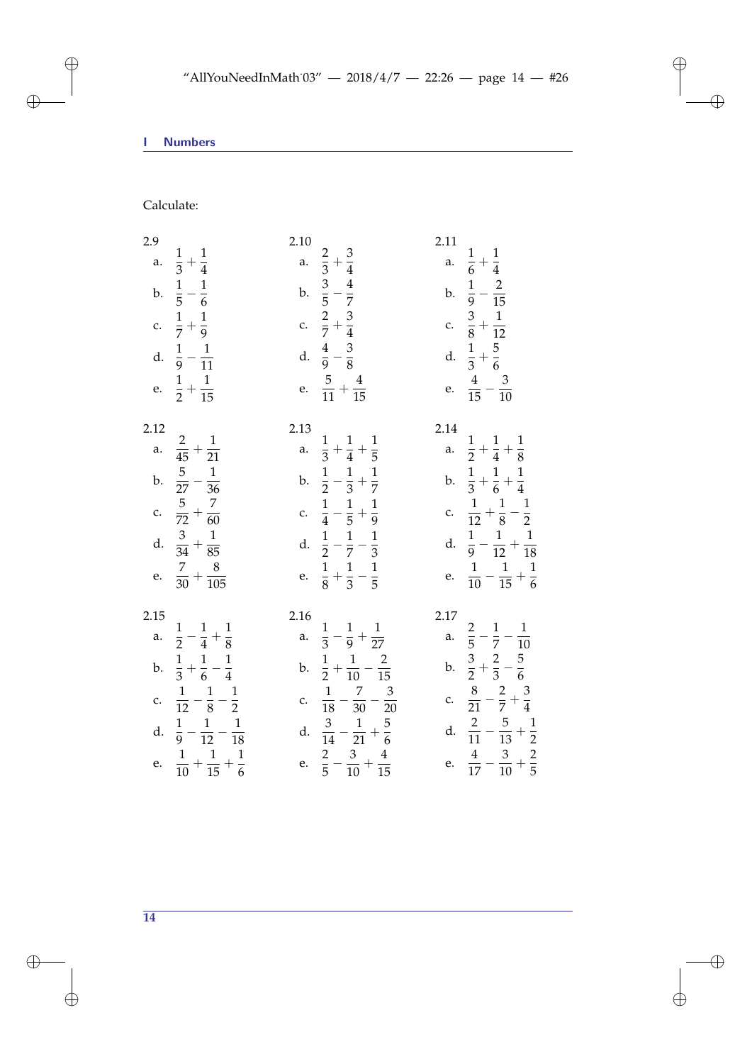Calculate:

**2.9**

a. $\frac{1}{3} + \frac{1}{4}$

b. $\frac{1}{5} - \frac{1}{6}$

c. $\frac{1}{7} + \frac{1}{9}$

d. $\frac{1}{9} - \frac{1}{11}$

e. $\frac{1}{2} + \frac{1}{15}$

**2.10**

a. $\frac{2}{3} + \frac{3}{4}$

b. $\frac{3}{5} - \frac{4}{7}$

c. $\frac{2}{7} + \frac{3}{4}$

d. $\frac{4}{9} - \frac{3}{8}$

e. $\frac{5}{11} + \frac{4}{15}$

**2.11**

a. $\frac{1}{6} + \frac{1}{4}$

b. $\frac{1}{9} - \frac{2}{15}$

c. $\frac{3}{8} + \frac{1}{12}$

d. $\frac{1}{3} + \frac{5}{6}$

e. $\frac{4}{15} - \frac{3}{10}$

**2.12**

a. $\frac{2}{45} + \frac{1}{21}$

b. $\frac{5}{27} - \frac{1}{36}$

c. $\frac{5}{72} + \frac{7}{60}$

d. $\frac{3}{34} + \frac{1}{85}$

e. $\frac{7}{30} + \frac{8}{105}$

**2.13**

a. $\frac{1}{3} + \frac{1}{4} + \frac{1}{5}$

b. $\frac{1}{2} - \frac{1}{3} + \frac{1}{7}$

c. $\frac{1}{4} - \frac{1}{5} + \frac{1}{9}$

d. $\frac{1}{2} - \frac{1}{7} - \frac{1}{3}$

e. $\frac{1}{8} + \frac{1}{3} - \frac{1}{5}$

**2.14**

a. $\frac{1}{2} + \frac{1}{4} + \frac{1}{8}$

b. $\frac{1}{3} + \frac{1}{6} + \frac{1}{4}$

c. $\frac{1}{12} + \frac{1}{8} - \frac{1}{2}$

d. $\frac{1}{9} - \frac{1}{12} + \frac{1}{18}$

e. $\frac{1}{10} - \frac{1}{15} + \frac{1}{6}$

**2.15**

a. $\frac{1}{2} - \frac{1}{4} + \frac{1}{8}$

b. $\frac{1}{3} + \frac{1}{6} - \frac{1}{4}$

c. $\frac{1}{12} - \frac{1}{8} - \frac{1}{2}$

d. $\frac{1}{9} - \frac{1}{12} - \frac{1}{18}$

e. $\frac{1}{10} + \frac{1}{15} + \frac{1}{6}$

**2.16**

a. $\frac{1}{3} - \frac{1}{9} + \frac{1}{27}$

b. $\frac{1}{2} + \frac{1}{10} - \frac{2}{15}$

c. $\frac{1}{18} - \frac{7}{30} - \frac{3}{20}$

d. $\frac{3}{14} - \frac{1}{21} + \frac{5}{6}$

e. $\frac{2}{5} - \frac{3}{10} + \frac{4}{15}$

**2.17**

a. $\frac{2}{5} - \frac{1}{7} - \frac{1}{10}$

b. $\frac{3}{2} + \frac{2}{3} - \frac{5}{6}$

c. $\frac{8}{21} - \frac{2}{7} + \frac{3}{4}$

d. $\frac{2}{11} - \frac{5}{13} + \frac{1}{2}$

e. $\frac{4}{17} - \frac{3}{10} + \frac{2}{5}$